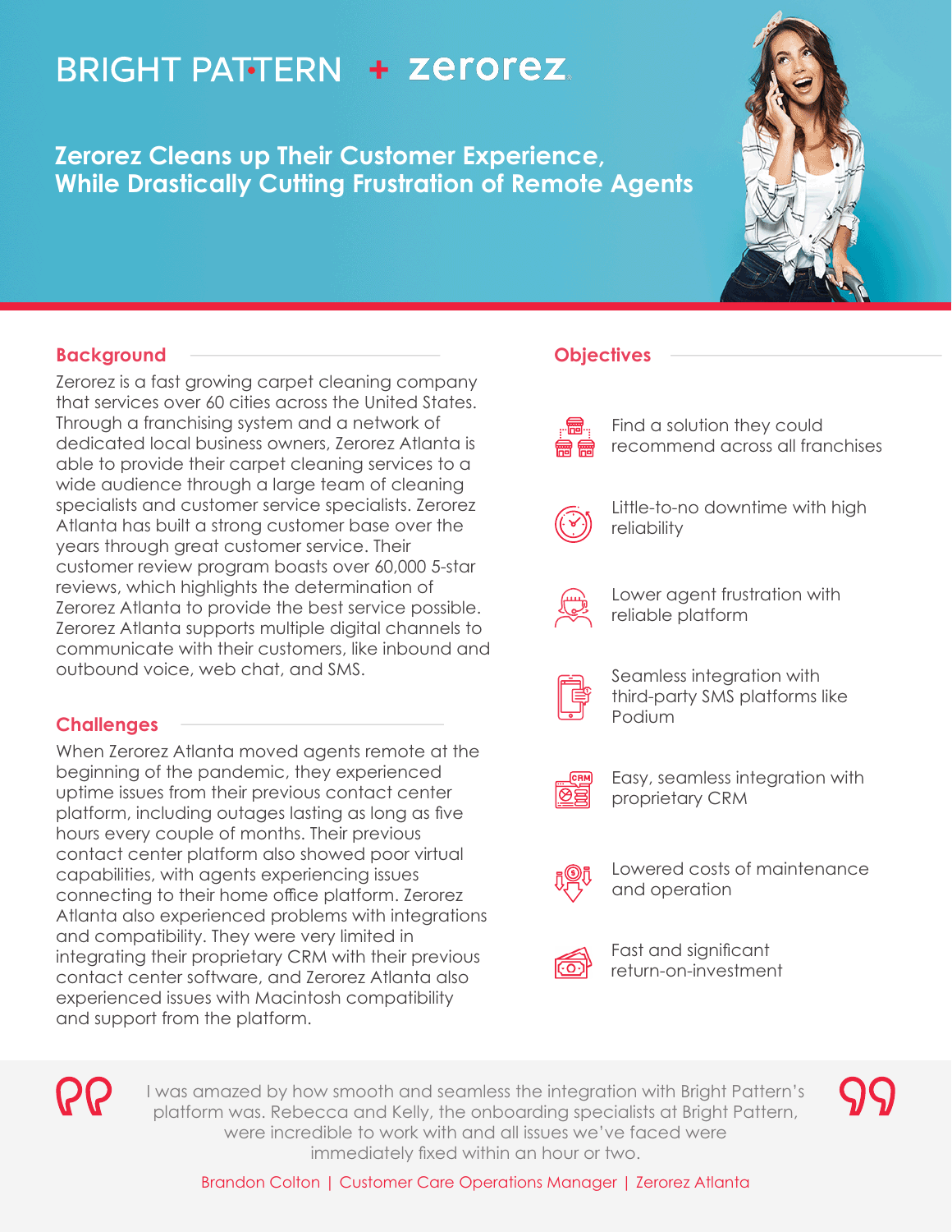BRIGHT PATTERN + zerorez

# Zerorez Cleans up Their Customer Experience, While Drastically Cutting Frustration of Remote Agents

## Background

Zerorez is a fast growing carpet cleaning company that services over 60 cities across the United States. Through a franchising system and a network of dedicated local business owners, Zerorez Atlanta is able to provide their carpet cleaning services to a wide audience through a large team of cleaning specialists and customer service specialists. Zerorez Atlanta has built a strong customer base over the years through great customer service. Their customer review program boasts over 60,000 5-star reviews, which highlights the determination of Zerorez Atlanta to provide the best service possible. Zerorez Atlanta supports multiple digital channels to communicate with their customers, like inbound and outbound voice, web chat, and SMS.

## Challenges

When Zerorez Atlanta moved agents remote at the beginning of the pandemic, they experienced uptime issues from their previous contact center platform, including outages lasting as long as five hours every couple of months. Their previous contact center platform also showed poor virtual capabilities, with agents experiencing issues connecting to their home office platform. Zerorez Atlanta also experienced problems with integrations and compatibility. They were very limited in integrating their proprietary CRM with their previous contact center software, and Zerorez Atlanta also experienced issues with Macintosh compatibility and support from the platform.

## Objectives

- Find a solution they could recommend across all franchises
- Little-to-no downtime with high reliability
- Lower agent frustration with reliable platform
- Seamless integration with third-party SMS platforms like Podium
- Easy, seamless integration with proprietary CRM
- Lowered costs of maintenance and operation
- Fast and significant return-on-investment

> I was amazed by how smooth and seamless the integration with Bright Pattern's platform was. Rebecca and Kelly, the onboarding specialists at Bright Pattern, were incredible to work with and all issues we've faced were immediately fixed within an hour or two.
>
> Brandon Colton | Customer Care Operations Manager | Zerorez Atlanta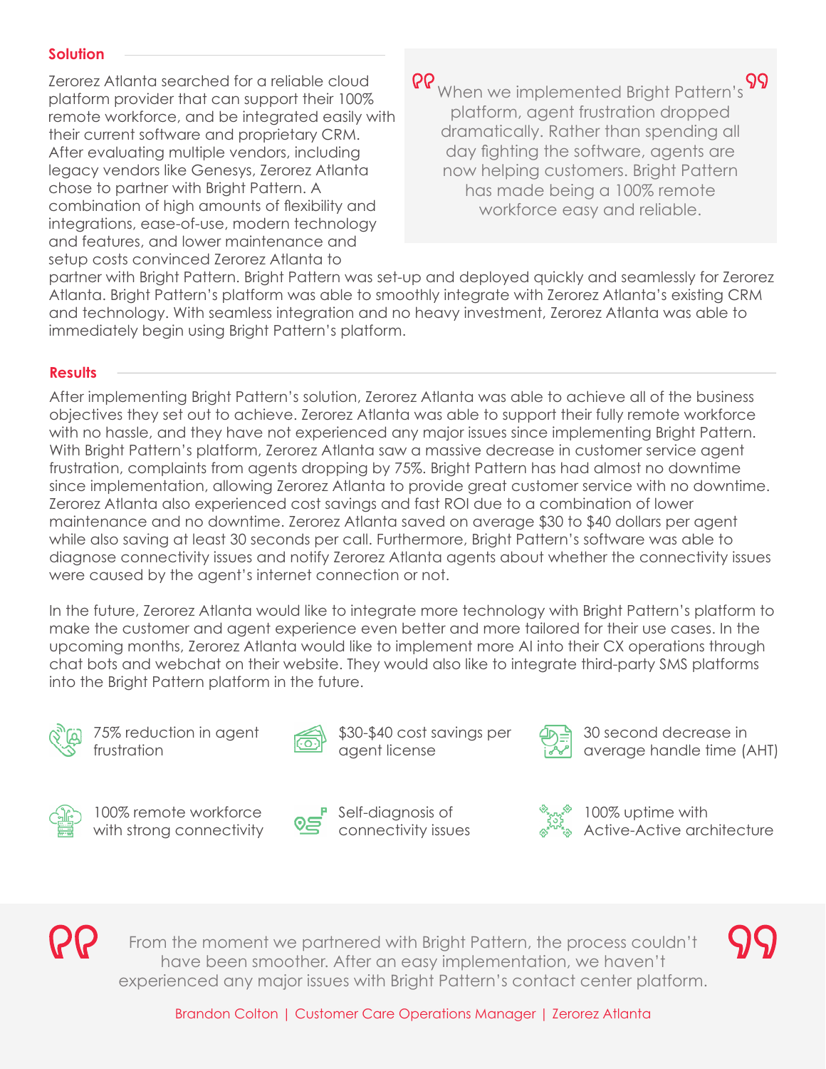## Solution

Zerorez Atlanta searched for a reliable cloud platform provider that can support their 100% remote workforce, and be integrated easily with their current software and proprietary CRM. After evaluating multiple vendors, including legacy vendors like Genesys, Zerorez Atlanta chose to partner with Bright Pattern. A combination of high amounts of flexibility and integrations, ease-of-use, modern technology and features, and lower maintenance and setup costs convinced Zerorez Atlanta to partner with Bright Pattern. Bright Pattern was set-up and deployed quickly and seamlessly for Zerorez Atlanta. Bright Pattern's platform was able to smoothly integrate with Zerorez Atlanta's existing CRM and technology. With seamless integration and no heavy investment, Zerorez Atlanta was able to immediately begin using Bright Pattern's platform.

> "When we implemented Bright Pattern's platform, agent frustration dropped dramatically. Rather than spending all day fighting the software, agents are now helping customers. Bright Pattern has made being a 100% remote workforce easy and reliable."

## Results

After implementing Bright Pattern's solution, Zerorez Atlanta was able to achieve all of the business objectives they set out to achieve. Zerorez Atlanta was able to support their fully remote workforce with no hassle, and they have not experienced any major issues since implementing Bright Pattern. With Bright Pattern's platform, Zerorez Atlanta saw a massive decrease in customer service agent frustration, complaints from agents dropping by 75%. Bright Pattern has had almost no downtime since implementation, allowing Zerorez Atlanta to provide great customer service with no downtime. Zerorez Atlanta also experienced cost savings and fast ROI due to a combination of lower maintenance and no downtime. Zerorez Atlanta saved on average $30 to $40 dollars per agent while also saving at least 30 seconds per call. Furthermore, Bright Pattern's software was able to diagnose connectivity issues and notify Zerorez Atlanta agents about whether the connectivity issues were caused by the agent's internet connection or not.

In the future, Zerorez Atlanta would like to integrate more technology with Bright Pattern's platform to make the customer and agent experience even better and more tailored for their use cases. In the upcoming months, Zerorez Atlanta would like to implement more AI into their CX operations through chat bots and webchat on their website. They would also like to integrate third-party SMS platforms into the Bright Pattern platform in the future.

- 75% reduction in agent frustration
- $30-$40 cost savings per agent license
- 30 second decrease in average handle time (AHT)
- 100% remote workforce with strong connectivity
- Self-diagnosis of connectivity issues
- 100% uptime with Active-Active architecture

> "From the moment we partnered with Bright Pattern, the process couldn't have been smoother. After an easy implementation, we haven't experienced any major issues with Bright Pattern's contact center platform."

Brandon Colton | Customer Care Operations Manager | Zerorez Atlanta